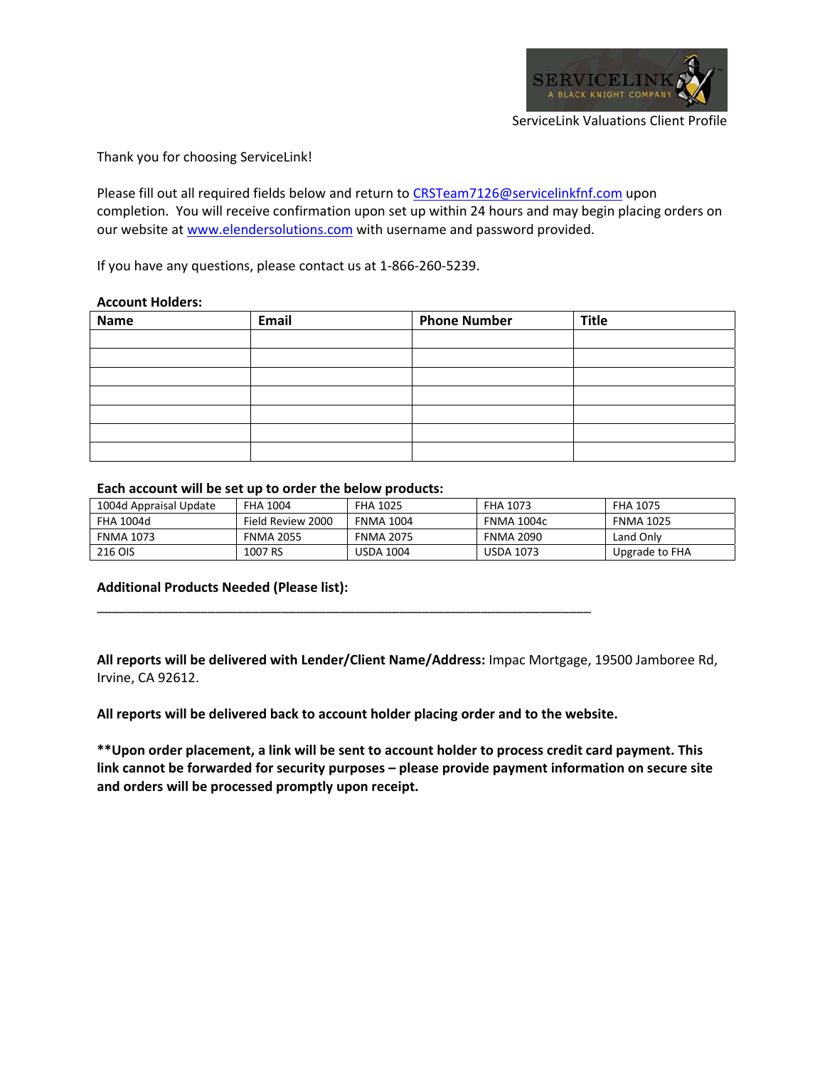SERVICELINK
A BLACK KNIGHT COMPANY

ServiceLink Valuations Client Profile

Thank you for choosing ServiceLink!

Please fill out all required fields below and return to CRSTeam7126@servicelinkfnf.com upon completion. You will receive confirmation upon set up within 24 hours and may begin placing orders on our website at www.elendersolutions.com with username and password provided.

If you have any questions, please contact us at 1-866-260-5239.

**Account Holders:**

| Name | Email | Phone Number | Title |
|---|---|---|---|
| | | | |
| | | | |
| | | | |
| | | | |
| | | | |
| | | | |
| | | | |

**Each account will be set up to order the below products:**

| | | | | |
|---|---|---|---|---|
| 1004d Appraisal Update | FHA 1004 | FHA 1025 | FHA 1073 | FHA 1075 |
| FHA 1004d | Field Review 2000 | FNMA 1004 | FNMA 1004c | FNMA 1025 |
| FNMA 1073 | FNMA 2055 | FNMA 2075 | FNMA 2090 | Land Only |
| 216 OIS | 1007 RS | USDA 1004 | USDA 1073 | Upgrade to FHA |

**Additional Products Needed (Please list):**

___________________________________________________________________________

**All reports will be delivered with Lender/Client Name/Address:** Impac Mortgage, 19500 Jamboree Rd, Irvine, CA 92612.

**All reports will be delivered back to account holder placing order and to the website.**

**\*\*Upon order placement, a link will be sent to account holder to process credit card payment. This link cannot be forwarded for security purposes – please provide payment information on secure site and orders will be processed promptly upon receipt.**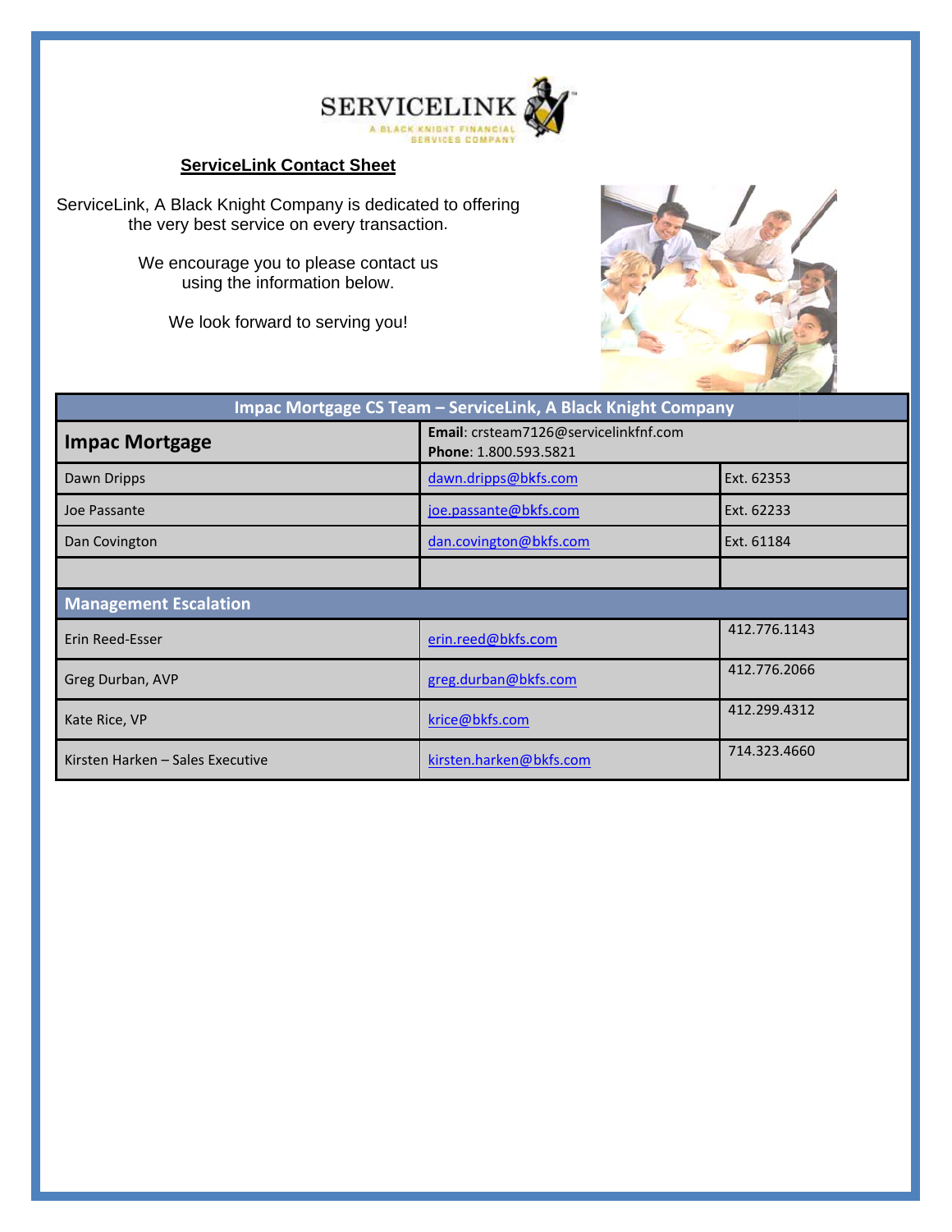## ServiceLink Contact Sheet

ServiceLink, A Black Knight Company is dedicated to offering the very best service on every transaction.

We encourage you to please contact us using the information below.

We look forward to serving you!

| Impac Mortgage CS Team – ServiceLink, A Black Knight Company | | |
|---|---|---|
| **Impac Mortgage** | **Email**: crsteam7126@servicelinkfnf.com<br>**Phone**: 1.800.593.5821 | |
| Dawn Dripps | dawn.dripps@bkfs.com | Ext. 62353 |
| Joe Passante | joe.passante@bkfs.com | Ext. 62233 |
| Dan Covington | dan.covington@bkfs.com | Ext. 61184 |
| | | |
| **Management Escalation** | | |
| Erin Reed-Esser | erin.reed@bkfs.com | 412.776.1143 |
| Greg Durban, AVP | greg.durban@bkfs.com | 412.776.2066 |
| Kate Rice, VP | krice@bkfs.com | 412.299.4312 |
| Kirsten Harken – Sales Executive | kirsten.harken@bkfs.com | 714.323.4660 |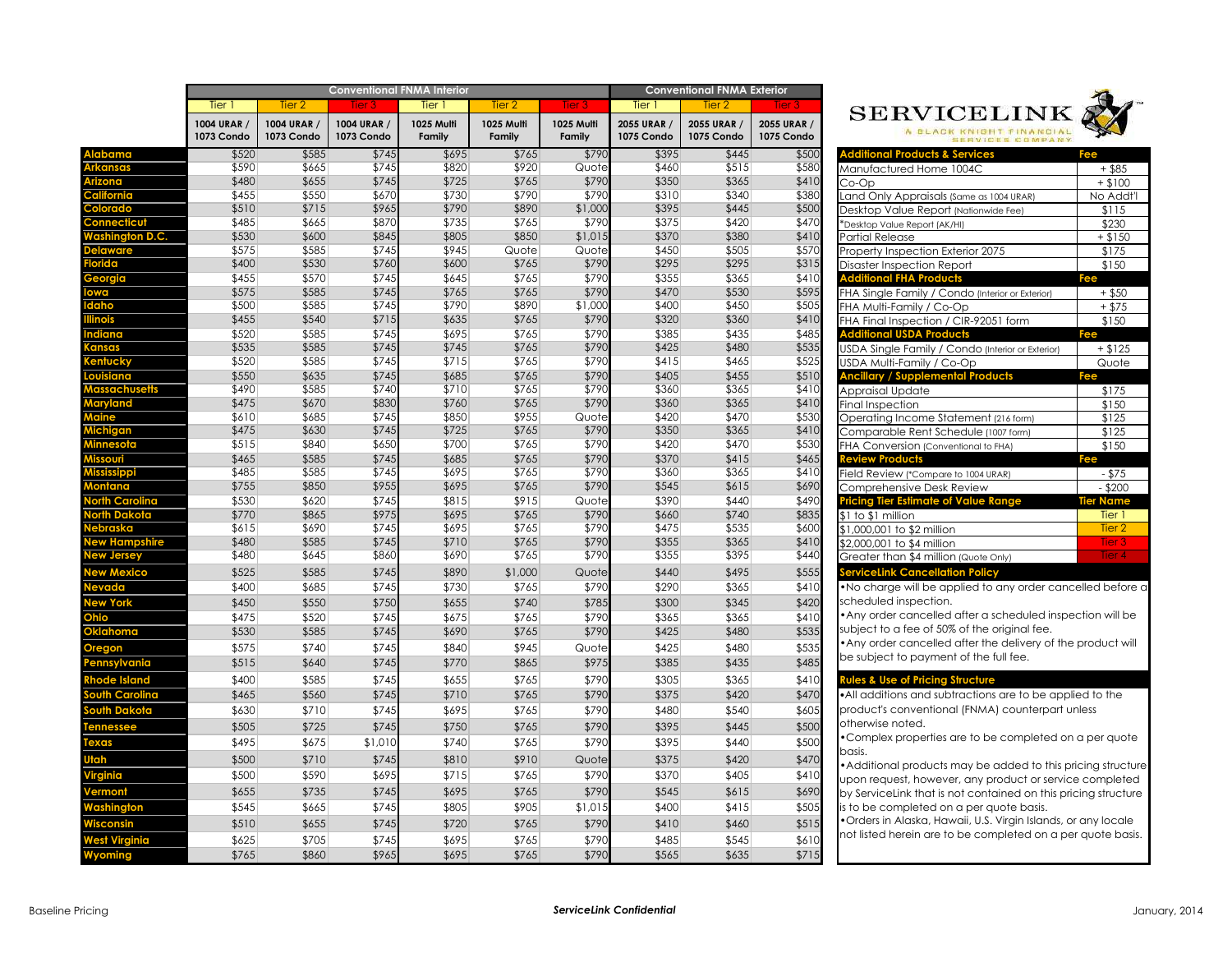| | Conventional FNMA Interior | | | | | | Conventional FNMA Exterior | | |
|---|---|---|---|---|---|---|---|---|---|
| | Tier 1 | Tier 2 | Tier 3 | Tier 1 | Tier 2 | Tier 3 | Tier 1 | Tier 2 | Tier 3 |
| | 1004 URAR / 1073 Condo | 1004 URAR / 1073 Condo | 1004 URAR / 1073 Condo | 1025 Multi Family | 1025 Multi Family | 1025 Multi Family | 2055 URAR / 1075 Condo | 2055 URAR / 1075 Condo | 2055 URAR / 1075 Condo |
| Alabama | $520 | $585 | $745 | $695 | $765 | $790 | $395 | $445 | $500 |
| Arkansas | $590 | $665 | $745 | $820 | $920 | Quote | $460 | $515 | $580 |
| Arizona | $480 | $655 | $745 | $725 | $765 | $790 | $350 | $365 | $410 |
| California | $455 | $550 | $670 | $730 | $790 | $790 | $310 | $340 | $380 |
| Colorado | $510 | $715 | $965 | $790 | $890 | $1,000 | $395 | $445 | $500 |
| Connecticut | $485 | $665 | $870 | $735 | $765 | $790 | $375 | $420 | $470 |
| Washington D.C. | $530 | $600 | $845 | $805 | $850 | $1,015 | $370 | $380 | $410 |
| Delaware | $575 | $585 | $745 | $945 | Quote | Quote | $450 | $505 | $570 |
| Florida | $400 | $530 | $760 | $600 | $765 | $790 | $295 | $295 | $315 |
| Georgia | $455 | $570 | $745 | $645 | $765 | $790 | $355 | $365 | $410 |
| Iowa | $575 | $585 | $745 | $765 | $765 | $790 | $470 | $530 | $595 |
| Idaho | $500 | $585 | $745 | $790 | $890 | $1,000 | $400 | $450 | $505 |
| Illinois | $455 | $540 | $715 | $635 | $765 | $790 | $320 | $360 | $410 |
| Indiana | $520 | $585 | $745 | $695 | $765 | $790 | $385 | $435 | $485 |
| Kansas | $535 | $585 | $745 | $745 | $765 | $790 | $425 | $480 | $535 |
| Kentucky | $520 | $585 | $745 | $715 | $765 | $790 | $415 | $465 | $525 |
| Louisiana | $550 | $635 | $745 | $685 | $765 | $790 | $405 | $455 | $510 |
| Massachusetts | $490 | $585 | $740 | $710 | $765 | $790 | $360 | $365 | $410 |
| Maryland | $475 | $670 | $830 | $760 | $765 | $790 | $360 | $365 | $410 |
| Maine | $610 | $685 | $745 | $850 | $955 | Quote | $420 | $470 | $530 |
| Michigan | $475 | $630 | $745 | $725 | $765 | $790 | $350 | $365 | $410 |
| Minnesota | $515 | $840 | $650 | $700 | $765 | $790 | $420 | $470 | $530 |
| Missouri | $465 | $585 | $745 | $685 | $765 | $790 | $370 | $415 | $465 |
| Mississippi | $485 | $585 | $745 | $695 | $765 | $790 | $360 | $365 | $410 |
| Montana | $755 | $850 | $955 | $695 | $765 | $790 | $545 | $615 | $690 |
| North Carolina | $530 | $620 | $745 | $815 | $915 | Quote | $390 | $440 | $490 |
| North Dakota | $770 | $865 | $975 | $695 | $765 | $790 | $660 | $740 | $835 |
| Nebraska | $615 | $690 | $745 | $695 | $765 | $790 | $475 | $535 | $600 |
| New Hampshire | $480 | $585 | $745 | $710 | $765 | $790 | $355 | $365 | $410 |
| New Jersey | $480 | $645 | $860 | $690 | $765 | $790 | $355 | $395 | $440 |
| New Mexico | $525 | $585 | $745 | $890 | $1,000 | Quote | $440 | $495 | $555 |
| Nevada | $400 | $685 | $745 | $730 | $765 | $790 | $290 | $365 | $410 |
| New York | $450 | $550 | $750 | $655 | $740 | $785 | $300 | $345 | $420 |
| Ohio | $475 | $520 | $745 | $675 | $765 | $790 | $365 | $365 | $410 |
| Oklahoma | $530 | $585 | $745 | $690 | $765 | $790 | $425 | $480 | $535 |
| Oregon | $575 | $740 | $745 | $840 | $945 | Quote | $425 | $480 | $535 |
| Pennsylvania | $515 | $640 | $745 | $770 | $865 | $975 | $385 | $435 | $485 |
| Rhode Island | $400 | $585 | $745 | $655 | $765 | $790 | $305 | $365 | $410 |
| South Carolina | $465 | $560 | $745 | $710 | $765 | $790 | $375 | $420 | $470 |
| South Dakota | $630 | $710 | $745 | $695 | $765 | $790 | $480 | $540 | $605 |
| Tennessee | $505 | $725 | $745 | $750 | $765 | $790 | $395 | $445 | $500 |
| Texas | $495 | $675 | $1,010 | $740 | $765 | $790 | $395 | $440 | $500 |
| Utah | $500 | $710 | $745 | $810 | $910 | Quote | $375 | $420 | $470 |
| Virginia | $500 | $590 | $695 | $715 | $765 | $790 | $370 | $405 | $410 |
| Vermont | $655 | $735 | $745 | $695 | $765 | $790 | $545 | $615 | $690 |
| Washington | $545 | $665 | $745 | $805 | $905 | $1,015 | $400 | $415 | $505 |
| Wisconsin | $510 | $655 | $745 | $720 | $765 | $790 | $410 | $460 | $515 |
| West Virginia | $625 | $705 | $745 | $695 | $765 | $790 | $485 | $545 | $610 |
| Wyoming | $765 | $860 | $965 | $695 | $765 | $790 | $565 | $635 | $715 |

SERVICELINK
A BLACK KNIGHT FINANCIAL SERVICES COMPANY

| Additional Products & Services | Fee |
|---|---|
| Manufactured Home 1004C | + $85 |
| Co-Op | + $100 |
| Land Only Appraisals (Same as 1004 URAR) | No Addt'l |
| Desktop Value Report (Nationwide Fee) | $115 |
| *Desktop Value Report (AK/HI) | $230 |
| Partial Release | + $150 |
| Property Inspection Exterior 2075 | $175 |
| Disaster Inspection Report | $150 |
| **Additional FHA Products** | **Fee** |
| FHA Single Family / Condo (Interior or Exterior) | + $50 |
| FHA Multi-Family / Co-Op | + $75 |
| FHA Final Inspection / CIR-92051 form | $150 |
| **Additional USDA Products** | **Fee** |
| USDA Single Family / Condo (Interior or Exterior) | + $125 |
| USDA Multi-Family / Co-Op | Quote |
| **Ancillary / Supplemental Products** | **Fee** |
| Appraisal Update | $175 |
| Final Inspection | $150 |
| Operating Income Statement (216 form) | $125 |
| Comparable Rent Schedule (1007 form) | $125 |
| FHA Conversion (Conventional to FHA) | $150 |
| **Review Products** | **Fee** |
| Field Review (*Compare to 1004 URAR) | - $75 |
| Comprehensive Desk Review | - $200 |
| **Pricing Tier Estimate of Value Range** | **Tier Name** |
| $1 to $1 million | Tier 1 |
| $1,000,001 to $2 million | Tier 2 |
| $2,000,001 to $4 million | Tier 3 |
| Greater than $4 million (Quote Only) | Tier 4 |

**ServiceLink Cancellation Policy**

- No charge will be applied to any order cancelled before a scheduled inspection.
- Any order cancelled after a scheduled inspection will be subject to a fee of 50% of the original fee.
- Any order cancelled after the delivery of the product will be subject to payment of the full fee.

**Rules & Use of Pricing Structure**

- All additions and subtractions are to be applied to the product's conventional (FNMA) counterpart unless otherwise noted.
- Complex properties are to be completed on a per quote basis.
- Additional products may be added to this pricing structure upon request, however, any product or service completed by ServiceLink that is not contained on this pricing structure is to be completed on a per quote basis.
- Orders in Alaska, Hawaii, U.S. Virgin Islands, or any locale not listed herein are to be completed on a per quote basis.

Baseline Pricing *ServiceLink Confidential* January, 2014